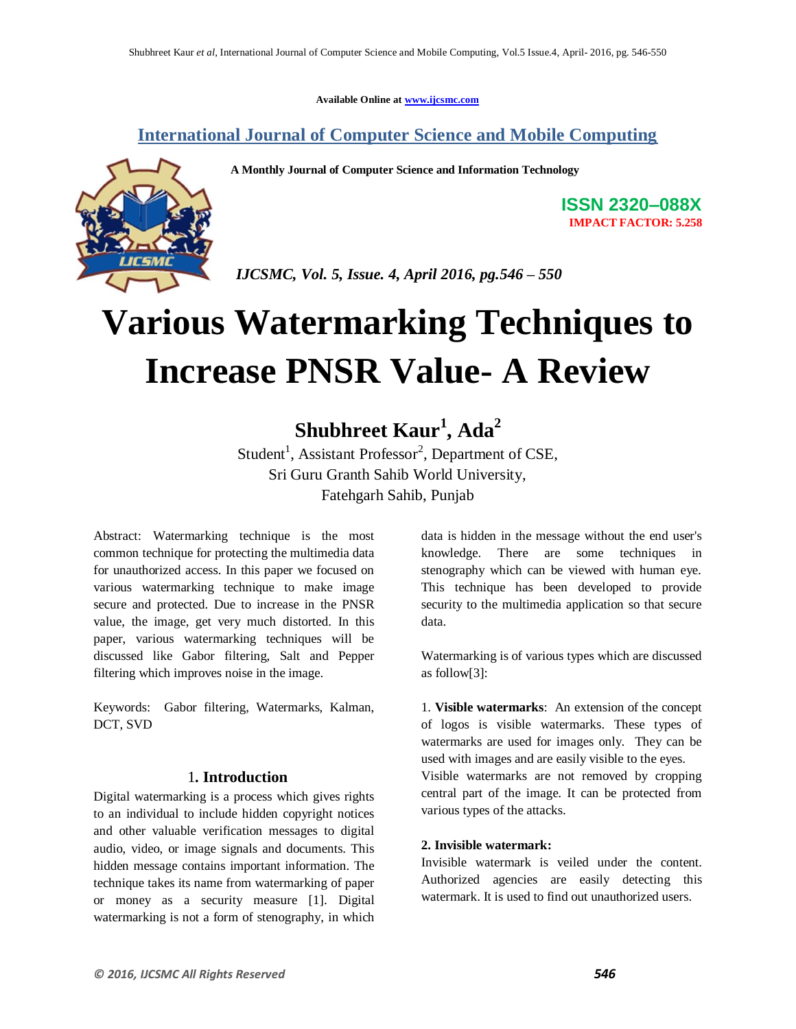Available Online at www.ijcsmc.com

## International Journal of Computer Science and Mobile Computing

**A Monthly Journal of Computer Science and Information Technology**

**ISSN 2320–088X**
**IMPACT FACTOR: 5.258**

*IJCSMC, Vol. 5, Issue. 4, April 2016, pg.546 – 550*

# Various Watermarking Techniques to Increase PNSR Value- A Review

**Shubhreet Kaur[1], Ada[2]**

Student[1], Assistant Professor[2], Department of CSE,
Sri Guru Granth Sahib World University,
Fatehgarh Sahib, Punjab

Abstract: Watermarking technique is the most common technique for protecting the multimedia data for unauthorized access. In this paper we focused on various watermarking technique to make image secure and protected. Due to increase in the PNSR value, the image, get very much distorted. In this paper, various watermarking techniques will be discussed like Gabor filtering, Salt and Pepper filtering which improves noise in the image.

Keywords: Gabor filtering, Watermarks, Kalman, DCT, SVD

## 1. Introduction

Digital watermarking is a process which gives rights to an individual to include hidden copyright notices and other valuable verification messages to digital audio, video, or image signals and documents. This hidden message contains important information. The technique takes its name from watermarking of paper or money as a security measure [1]. Digital watermarking is not a form of stenography, in which data is hidden in the message without the end user's knowledge. There are some techniques in stenography which can be viewed with human eye. This technique has been developed to provide security to the multimedia application so that secure data.

Watermarking is of various types which are discussed as follow[3]:

1. **Visible watermarks**: An extension of the concept of logos is visible watermarks. These types of watermarks are used for images only. They can be used with images and are easily visible to the eyes. Visible watermarks are not removed by cropping central part of the image. It can be protected from various types of the attacks.

**2. Invisible watermark:**
Invisible watermark is veiled under the content. Authorized agencies are easily detecting this watermark. It is used to find out unauthorized users.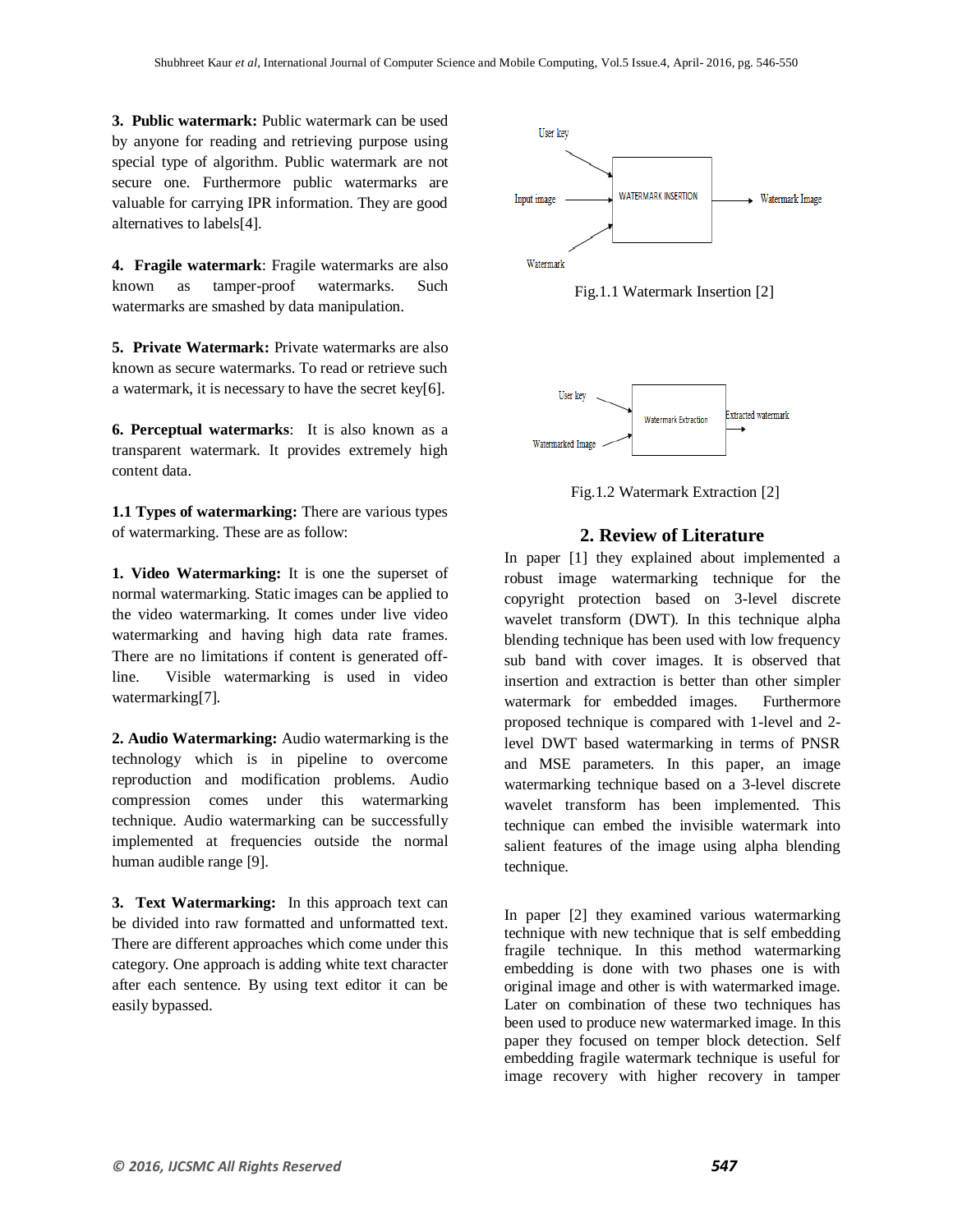**3. Public watermark:** Public watermark can be used by anyone for reading and retrieving purpose using special type of algorithm. Public watermark are not secure one. Furthermore public watermarks are valuable for carrying IPR information. They are good alternatives to labels[4].

**4. Fragile watermark**: Fragile watermarks are also known as tamper-proof watermarks. Such watermarks are smashed by data manipulation.

**5. Private Watermark:** Private watermarks are also known as secure watermarks. To read or retrieve such a watermark, it is necessary to have the secret key[6].

**6. Perceptual watermarks**: It is also known as a transparent watermark. It provides extremely high content data.

**1.1 Types of watermarking:** There are various types of watermarking. These are as follow:

**1. Video Watermarking:** It is one the superset of normal watermarking. Static images can be applied to the video watermarking. It comes under live video watermarking and having high data rate frames. There are no limitations if content is generated off-line. Visible watermarking is used in video watermarking[7].

**2. Audio Watermarking:** Audio watermarking is the technology which is in pipeline to overcome reproduction and modification problems. Audio compression comes under this watermarking technique. Audio watermarking can be successfully implemented at frequencies outside the normal human audible range [9].

**3. Text Watermarking:** In this approach text can be divided into raw formatted and unformatted text. There are different approaches which come under this category. One approach is adding white text character after each sentence. By using text editor it can be easily bypassed.

User key → WATERMARK INSERTION ← Input image, Watermark → Watermark Image

Fig.1.1 Watermark Insertion [2]

User key, Watermarked Image → Watermark Extraction → Extracted watermark

Fig.1.2 Watermark Extraction [2]

## 2. Review of Literature

In paper [1] they explained about implemented a robust image watermarking technique for the copyright protection based on 3-level discrete wavelet transform (DWT). In this technique alpha blending technique has been used with low frequency sub band with cover images. It is observed that insertion and extraction is better than other simpler watermark for embedded images. Furthermore proposed technique is compared with 1-level and 2-level DWT based watermarking in terms of PNSR and MSE parameters. In this paper, an image watermarking technique based on a 3-level discrete wavelet transform has been implemented. This technique can embed the invisible watermark into salient features of the image using alpha blending technique.

In paper [2] they examined various watermarking technique with new technique that is self embedding fragile technique. In this method watermarking embedding is done with two phases one is with original image and other is with watermarked image. Later on combination of these two techniques has been used to produce new watermarked image. In this paper they focused on temper block detection. Self embedding fragile watermark technique is useful for image recovery with higher recovery in tamper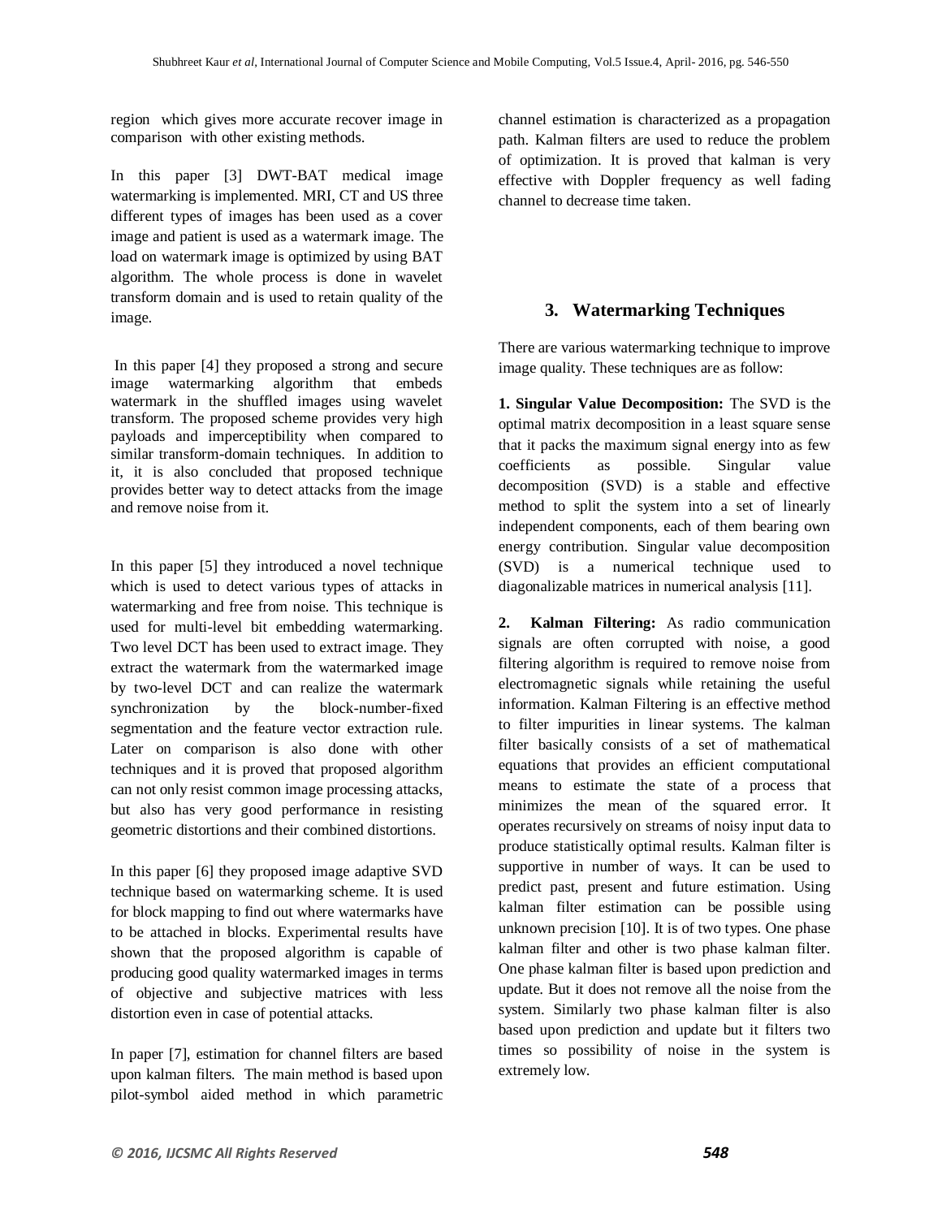region which gives more accurate recover image in comparison with other existing methods.

In this paper [3] DWT-BAT medical image watermarking is implemented. MRI, CT and US three different types of images has been used as a cover image and patient is used as a watermark image. The load on watermark image is optimized by using BAT algorithm. The whole process is done in wavelet transform domain and is used to retain quality of the image.

In this paper [4] they proposed a strong and secure image watermarking algorithm that embeds watermark in the shuffled images using wavelet transform. The proposed scheme provides very high payloads and imperceptibility when compared to similar transform-domain techniques. In addition to it, it is also concluded that proposed technique provides better way to detect attacks from the image and remove noise from it.

In this paper [5] they introduced a novel technique which is used to detect various types of attacks in watermarking and free from noise. This technique is used for multi-level bit embedding watermarking. Two level DCT has been used to extract image. They extract the watermark from the watermarked image by two-level DCT and can realize the watermark synchronization by the block-number-fixed segmentation and the feature vector extraction rule. Later on comparison is also done with other techniques and it is proved that proposed algorithm can not only resist common image processing attacks, but also has very good performance in resisting geometric distortions and their combined distortions.

In this paper [6] they proposed image adaptive SVD technique based on watermarking scheme. It is used for block mapping to find out where watermarks have to be attached in blocks. Experimental results have shown that the proposed algorithm is capable of producing good quality watermarked images in terms of objective and subjective matrices with less distortion even in case of potential attacks.

In paper [7], estimation for channel filters are based upon kalman filters. The main method is based upon pilot-symbol aided method in which parametric channel estimation is characterized as a propagation path. Kalman filters are used to reduce the problem of optimization. It is proved that kalman is very effective with Doppler frequency as well fading channel to decrease time taken.

## 3. Watermarking Techniques

There are various watermarking technique to improve image quality. These techniques are as follow:

**1. Singular Value Decomposition:** The SVD is the optimal matrix decomposition in a least square sense that it packs the maximum signal energy into as few coefficients as possible. Singular value decomposition (SVD) is a stable and effective method to split the system into a set of linearly independent components, each of them bearing own energy contribution. Singular value decomposition (SVD) is a numerical technique used to diagonalizable matrices in numerical analysis [11].

**2. Kalman Filtering:** As radio communication signals are often corrupted with noise, a good filtering algorithm is required to remove noise from electromagnetic signals while retaining the useful information. Kalman Filtering is an effective method to filter impurities in linear systems. The kalman filter basically consists of a set of mathematical equations that provides an efficient computational means to estimate the state of a process that minimizes the mean of the squared error. It operates recursively on streams of noisy input data to produce statistically optimal results. Kalman filter is supportive in number of ways. It can be used to predict past, present and future estimation. Using kalman filter estimation can be possible using unknown precision [10]. It is of two types. One phase kalman filter and other is two phase kalman filter. One phase kalman filter is based upon prediction and update. But it does not remove all the noise from the system. Similarly two phase kalman filter is also based upon prediction and update but it filters two times so possibility of noise in the system is extremely low.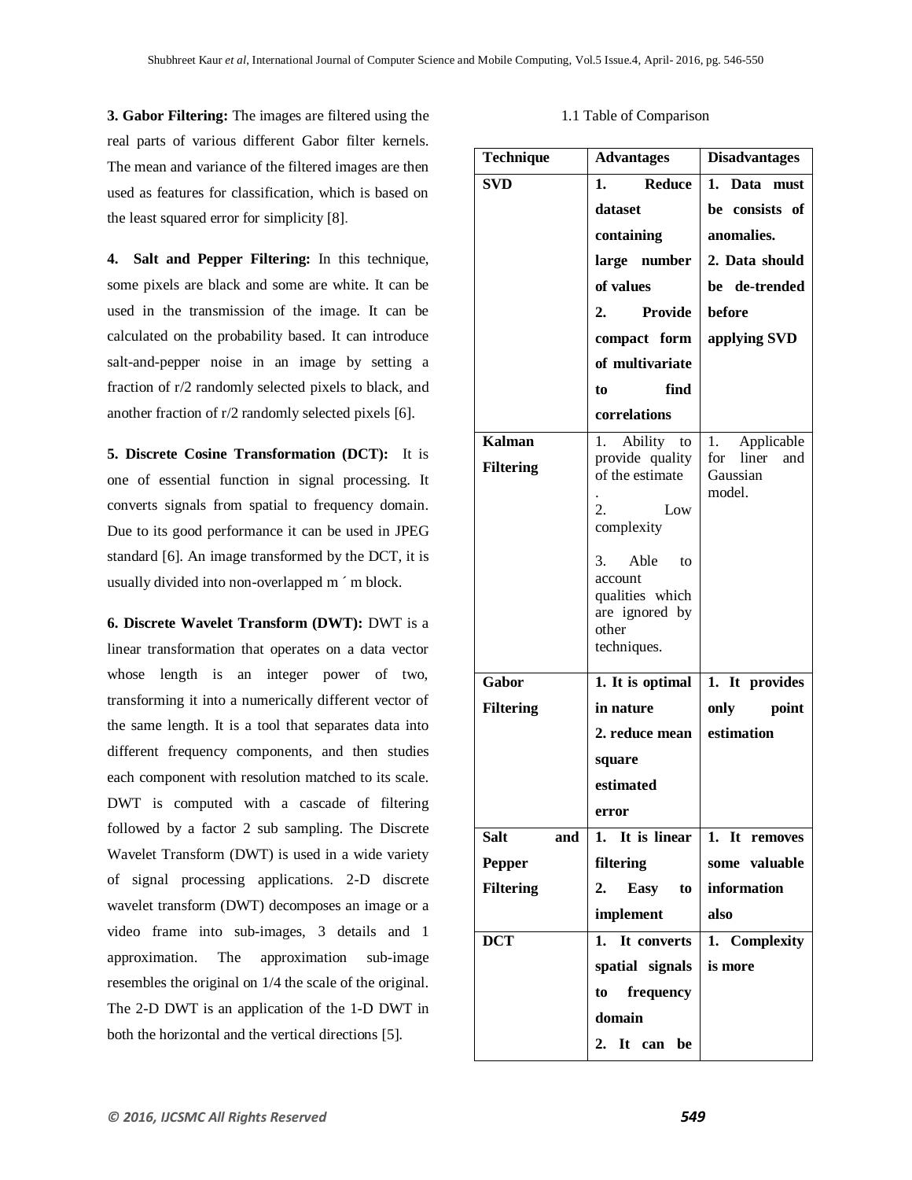**3. Gabor Filtering:** The images are filtered using the real parts of various different Gabor filter kernels. The mean and variance of the filtered images are then used as features for classification, which is based on the least squared error for simplicity [8].

**4. Salt and Pepper Filtering:** In this technique, some pixels are black and some are white. It can be used in the transmission of the image. It can be calculated on the probability based. It can introduce salt-and-pepper noise in an image by setting a fraction of r/2 randomly selected pixels to black, and another fraction of r/2 randomly selected pixels [6].

**5. Discrete Cosine Transformation (DCT):** It is one of essential function in signal processing. It converts signals from spatial to frequency domain. Due to its good performance it can be used in JPEG standard [6]. An image transformed by the DCT, it is usually divided into non-overlapped m ´ m block.

**6. Discrete Wavelet Transform (DWT):** DWT is a linear transformation that operates on a data vector whose length is an integer power of two, transforming it into a numerically different vector of the same length. It is a tool that separates data into different frequency components, and then studies each component with resolution matched to its scale. DWT is computed with a cascade of filtering followed by a factor 2 sub sampling. The Discrete Wavelet Transform (DWT) is used in a wide variety of signal processing applications. 2-D discrete wavelet transform (DWT) decomposes an image or a video frame into sub-images, 3 details and 1 approximation. The approximation sub-image resembles the original on 1/4 the scale of the original. The 2-D DWT is an application of the 1-D DWT in both the horizontal and the vertical directions [5].

1.1 Table of Comparison

| Technique | Advantages | Disadvantages |
|---|---|---|
| **SVD** | **1. Reduce dataset containing large number of values 2. Provide compact form of multivariate to find correlations** | **1. Data must be consists of anomalies. 2. Data should be de-trended before applying SVD** |
| **Kalman Filtering** | 1. Ability to provide quality of the estimate . 2. Low complexity 3. Able to account qualities which are ignored by other techniques. | 1. Applicable for liner and Gaussian model. |
| **Gabor Filtering** | **1. It is optimal in nature 2. reduce mean square estimated error** | **1. It provides only point estimation** |
| **Salt and Pepper Filtering** | **1. It is linear filtering 2. Easy to implement** | **1. It removes some valuable information also** |
| **DCT** | **1. It converts spatial signals to frequency domain 2. It can be** | **1. Complexity is more** |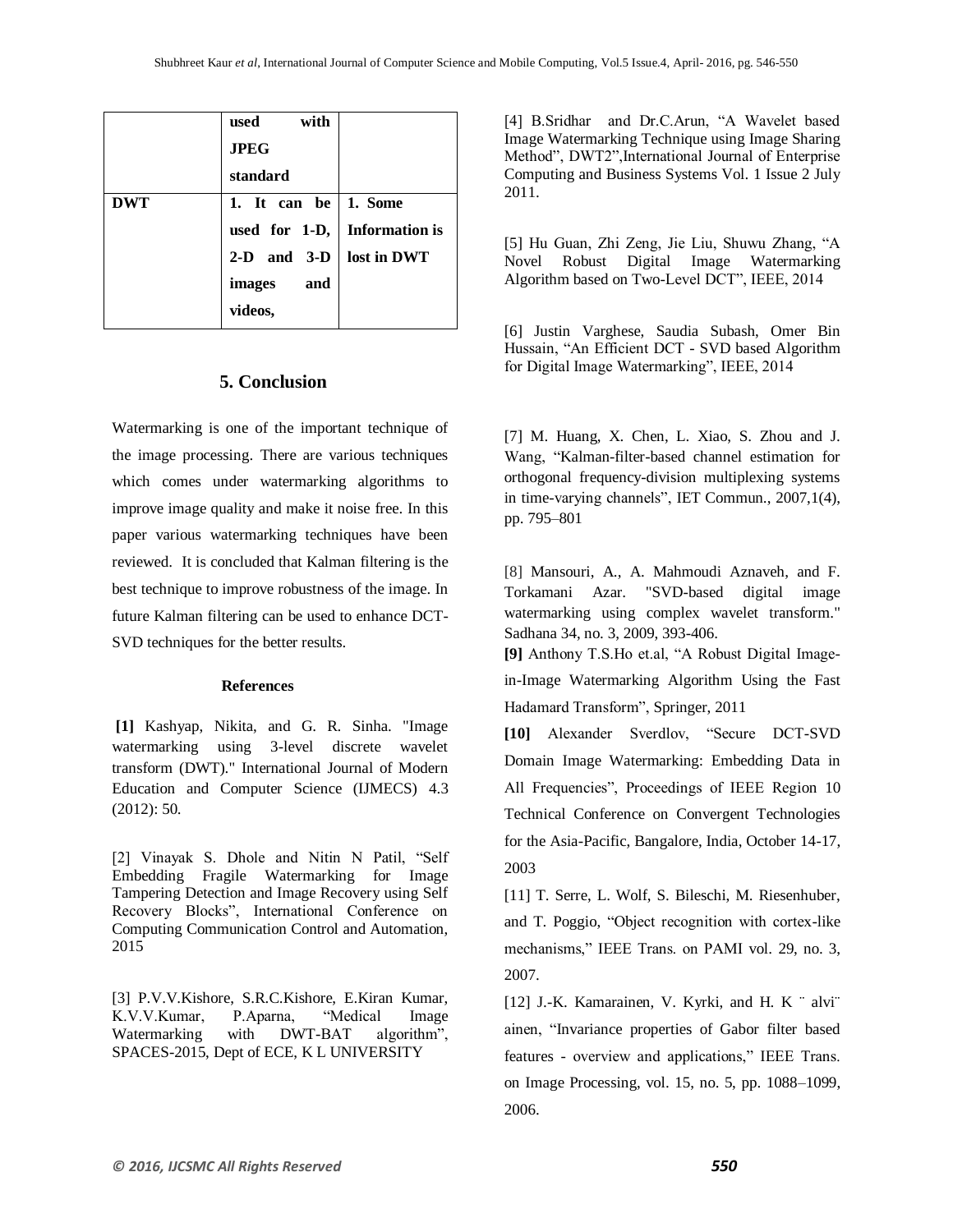| | | |
|---|---|---|
| | **used with JPEG standard** | |
| **DWT** | **1. It can be used for 1-D, 2-D and 3-D images and videos,** | **1. Some Information is lost in DWT** |

## 5. Conclusion

Watermarking is one of the important technique of the image processing. There are various techniques which comes under watermarking algorithms to improve image quality and make it noise free. In this paper various watermarking techniques have been reviewed. It is concluded that Kalman filtering is the best technique to improve robustness of the image. In future Kalman filtering can be used to enhance DCT-SVD techniques for the better results.

#### References

**[1]** Kashyap, Nikita, and G. R. Sinha. "Image watermarking using 3-level discrete wavelet transform (DWT)." International Journal of Modern Education and Computer Science (IJMECS) 4.3 (2012): 50.

[2] Vinayak S. Dhole and Nitin N Patil, "Self Embedding Fragile Watermarking for Image Tampering Detection and Image Recovery using Self Recovery Blocks", International Conference on Computing Communication Control and Automation, 2015

[3] P.V.V.Kishore, S.R.C.Kishore, E.Kiran Kumar, K.V.V.Kumar, P.Aparna, "Medical Image Watermarking with DWT-BAT algorithm", SPACES-2015, Dept of ECE, K L UNIVERSITY

[4] B.Sridhar and Dr.C.Arun, "A Wavelet based Image Watermarking Technique using Image Sharing Method", DWT2",International Journal of Enterprise Computing and Business Systems Vol. 1 Issue 2 July 2011.

[5] Hu Guan, Zhi Zeng, Jie Liu, Shuwu Zhang, "A Novel Robust Digital Image Watermarking Algorithm based on Two-Level DCT", IEEE, 2014

[6] Justin Varghese, Saudia Subash, Omer Bin Hussain, "An Efficient DCT - SVD based Algorithm for Digital Image Watermarking", IEEE, 2014

[7] M. Huang, X. Chen, L. Xiao, S. Zhou and J. Wang, "Kalman-filter-based channel estimation for orthogonal frequency-division multiplexing systems in time-varying channels", IET Commun., 2007,1(4), pp. 795–801

[8] Mansouri, A., A. Mahmoudi Aznaveh, and F. Torkamani Azar. "SVD-based digital image watermarking using complex wavelet transform." Sadhana 34, no. 3, 2009, 393-406.

**[9]** Anthony T.S.Ho et.al, "A Robust Digital Image-in-Image Watermarking Algorithm Using the Fast Hadamard Transform", Springer, 2011

**[10]** Alexander Sverdlov, "Secure DCT-SVD Domain Image Watermarking: Embedding Data in All Frequencies", Proceedings of IEEE Region 10 Technical Conference on Convergent Technologies for the Asia-Pacific, Bangalore, India, October 14-17, 2003

[11] T. Serre, L. Wolf, S. Bileschi, M. Riesenhuber, and T. Poggio, "Object recognition with cortex-like mechanisms," IEEE Trans. on PAMI vol. 29, no. 3, 2007.

[12] J.-K. Kamarainen, V. Kyrki, and H. K ¨ alvi¨ ainen, "Invariance properties of Gabor filter based features - overview and applications," IEEE Trans. on Image Processing, vol. 15, no. 5, pp. 1088–1099, 2006.